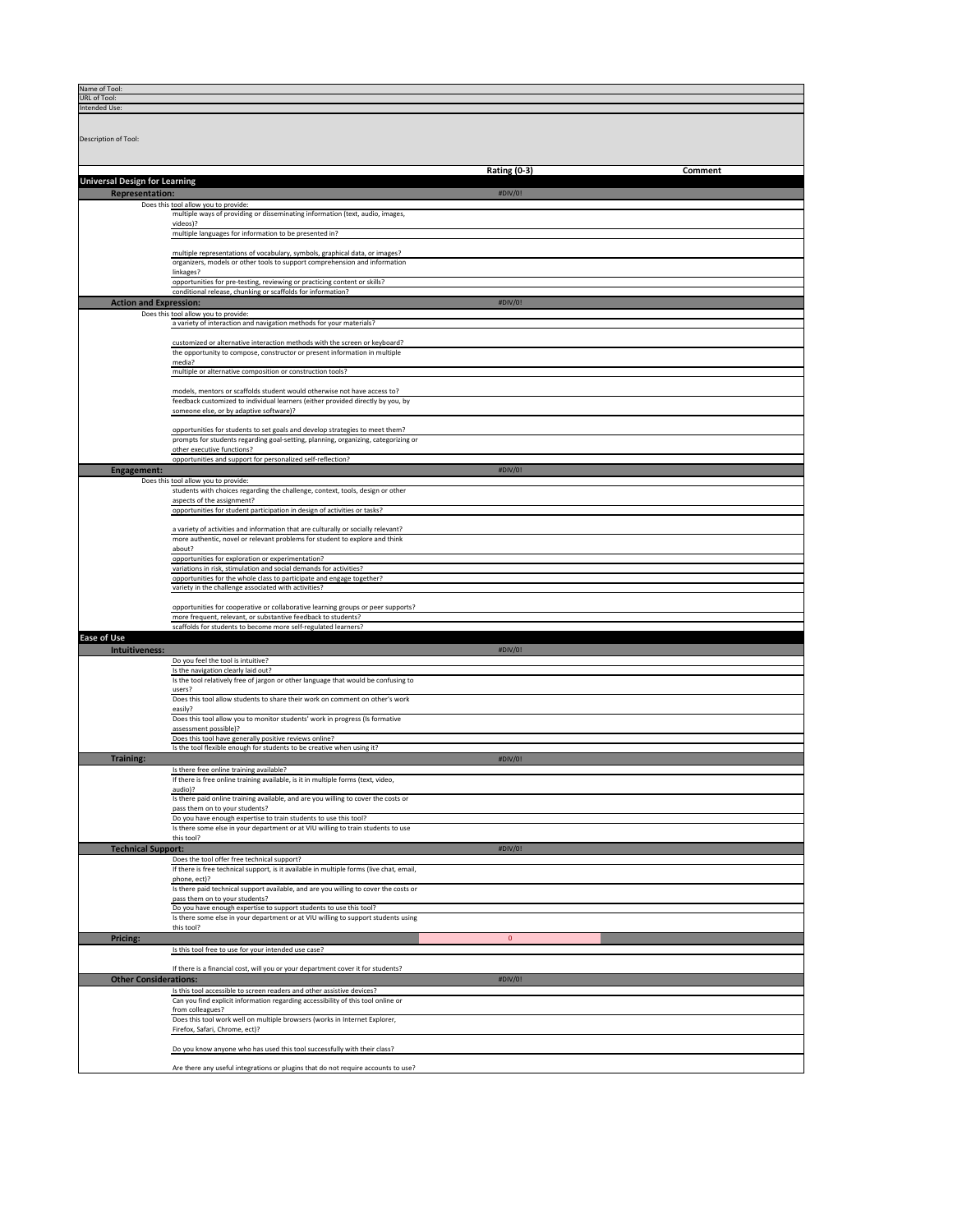| | | | |
|---|---|---|---|
| Name of Tool: | | | |
| URL of Tool: | | | |
| Intended Use: | | | |
| Description of Tool: | | | |

| | | Rating (0-3) | Comment |
|---|---|---|---|
| **Universal Design for Learning** | | | |
| **Representation:** | | #DIV/0! | |
| Does this tool allow you to provide: | | | |
| | multiple ways of providing or disseminating information (text, audio, images, videos)? | | |
| | multiple languages for information to be presented in? | | |
| | multiple representations of vocabulary, symbols, graphical data, or images? | | |
| | organizers, models or other tools to support comprehension and information linkages? | | |
| | opportunities for pre-testing, reviewing or practicing content or skills? | | |
| | conditional release, chunking or scaffolds for information? | | |
| **Action and Expression:** | | #DIV/0! | |
| Does this tool allow you to provide: | | | |
| | a variety of interaction and navigation methods for your materials? | | |
| | customized or alternative interaction methods with the screen or keyboard? | | |
| | the opportunity to compose, constructor or present information in multiple media? | | |
| | multiple or alternative composition or construction tools? | | |
| | models, mentors or scaffolds student would otherwise not have access to? | | |
| | feedback customized to individual learners (either provided directly by you, by someone else, or by adaptive software)? | | |
| | opportunities for students to set goals and develop strategies to meet them? | | |
| | prompts for students regarding goal-setting, planning, organizing, categorizing or other executive functions? | | |
| | opportunities and support for personalized self-reflection? | | |
| **Engagement:** | | #DIV/0! | |
| Does this tool allow you to provide: | | | |
| | students with choices regarding the challenge, context, tools, design or other aspects of the assignment? | | |
| | opportunities for student participation in design of activities or tasks? | | |
| | a variety of activities and information that are culturally or socially relevant? | | |
| | more authentic, novel or relevant problems for student to explore and think about? | | |
| | opportunities for exploration or experimentation? | | |
| | variations in risk, stimulation and social demands for activities? | | |
| | opportunities for the whole class to participate and engage together? | | |
| | variety in the challenge associated with activities? | | |
| | opportunities for cooperative or collaborative learning groups or peer supports? | | |
| | more frequent, relevant, or substantive feedback to students? | | |
| | scaffolds for students to become more self-regulated learners? | | |
| **Ease of Use** | | | |
| **Intuitiveness:** | | #DIV/0! | |
| | Do you feel the tool is intuitive? | | |
| | Is the navigation clearly laid out? | | |
| | Is the tool relatively free of jargon or other language that would be confusing to users? | | |
| | Does this tool allow students to share their work on comment on other's work easily? | | |
| | Does this tool allow you to monitor students' work in progress (Is formative assessment possible)? | | |
| | Does this tool have generally positive reviews online? | | |
| | Is the tool flexible enough for students to be creative when using it? | | |
| **Training:** | | #DIV/0! | |
| | Is there free online training available? | | |
| | If there is free online training available, is it in multiple forms (text, video, audio)? | | |
| | Is there paid online training available, and are you willing to cover the costs or pass them on to your students? | | |
| | Do you have enough expertise to train students to use this tool? | | |
| | Is there some else in your department or at VIU willing to train students to use this tool? | | |
| **Technical Support:** | | #DIV/0! | |
| | Does the tool offer free technical support? | | |
| | If there is free technical support, is it available in multiple forms (live chat, email, phone, ect)? | | |
| | Is there paid technical support available, and are you willing to cover the costs or pass them on to your students? | | |
| | Do you have enough expertise to support students to use this tool? | | |
| | Is there some else in your department or at VIU willing to support students using this tool? | | |
| **Pricing:** | | 0 | |
| | Is this tool free to use for your intended use case? | | |
| | If there is a financial cost, will you or your department cover it for students? | | |
| **Other Considerations:** | | #DIV/0! | |
| | Is this tool accessible to screen readers and other assistive devices? | | |
| | Can you find explicit information regarding accessibility of this tool online or from colleagues? | | |
| | Does this tool work well on multiple browsers (works in Internet Explorer, Firefox, Safari, Chrome, ect)? | | |
| | Do you know anyone who has used this tool successfully with their class? | | |
| | Are there any useful integrations or plugins that do not require accounts to use? | | |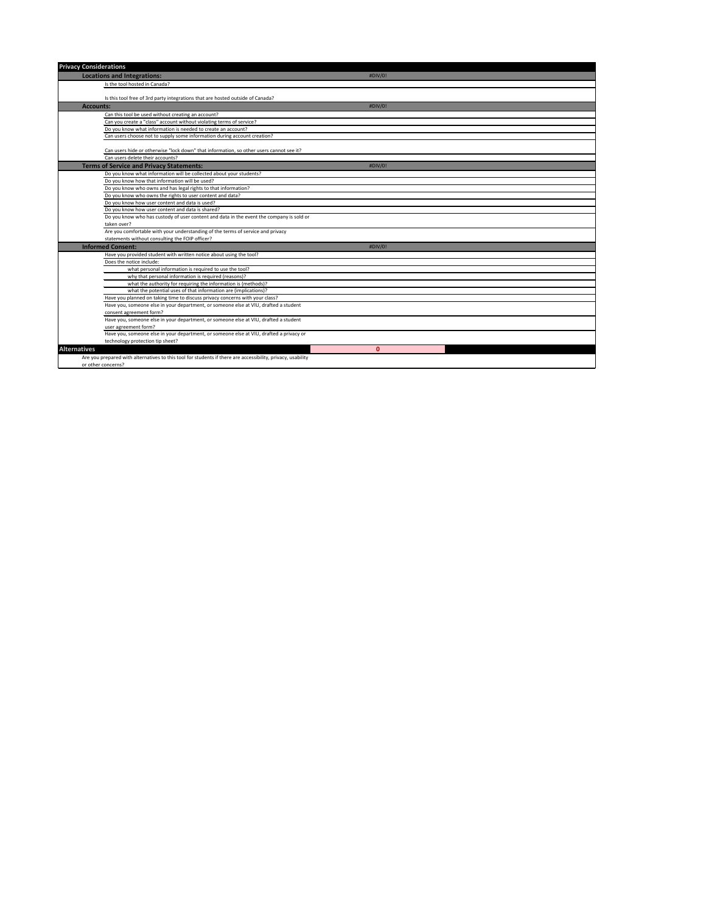| Privacy Considerations | | |
|---|---|---|
| **Locations and Integrations:** | #DIV/0! | |
| Is the tool hosted in Canada? | | |
| Is this tool free of 3rd party integrations that are hosted outside of Canada? | | |
| **Accounts:** | #DIV/0! | |
| Can this tool be used without creating an account? | | |
| Can you create a "class" account without violating terms of service? | | |
| Do you know what information is needed to create an account? | | |
| Can users choose not to supply some information during account creation? | | |
| Can users hide or otherwise "lock down" that information, so other users cannot see it? | | |
| Can users delete their accounts? | | |
| **Terms of Service and Privacy Statements:** | #DIV/0! | |
| Do you know what information will be collected about your students? | | |
| Do you know how that information will be used? | | |
| Do you know who owns and has legal rights to that information? | | |
| Do you know who owns the rights to user content and data? | | |
| Do you know how user content and data is used? | | |
| Do you know how user content and data is shared? | | |
| Do you know who has custody of user content and data in the event the company is sold or taken over? | | |
| Are you comfortable with your understanding of the terms of service and privacy statements without consulting the FOIP officer? | | |
| **Informed Consent:** | #DIV/0! | |
| Have you provided student with written notice about using the tool? | | |
| Does the notice include: | | |
| what personal information is required to use the tool? | | |
| why that personal information is required (reasons)? | | |
| what the authority for requiring the information is (methods)? | | |
| what the potential uses of that information are (implications)? | | |
| Have you planned on taking time to discuss privacy concerns with your class? | | |
| Have you, someone else in your department, or someone else at VIU, drafted a student consent agreement form? | | |
| Have you, someone else in your department, or someone else at VIU, drafted a student user agreement form? | | |
| Have you, someone else in your department, or someone else at VIU, drafted a privacy or technology protection tip sheet? | | |
| **Alternatives** | **0** | |
| Are you prepared with alternatives to this tool for students if there are accessibility, privacy, usability or other concerns? | | |